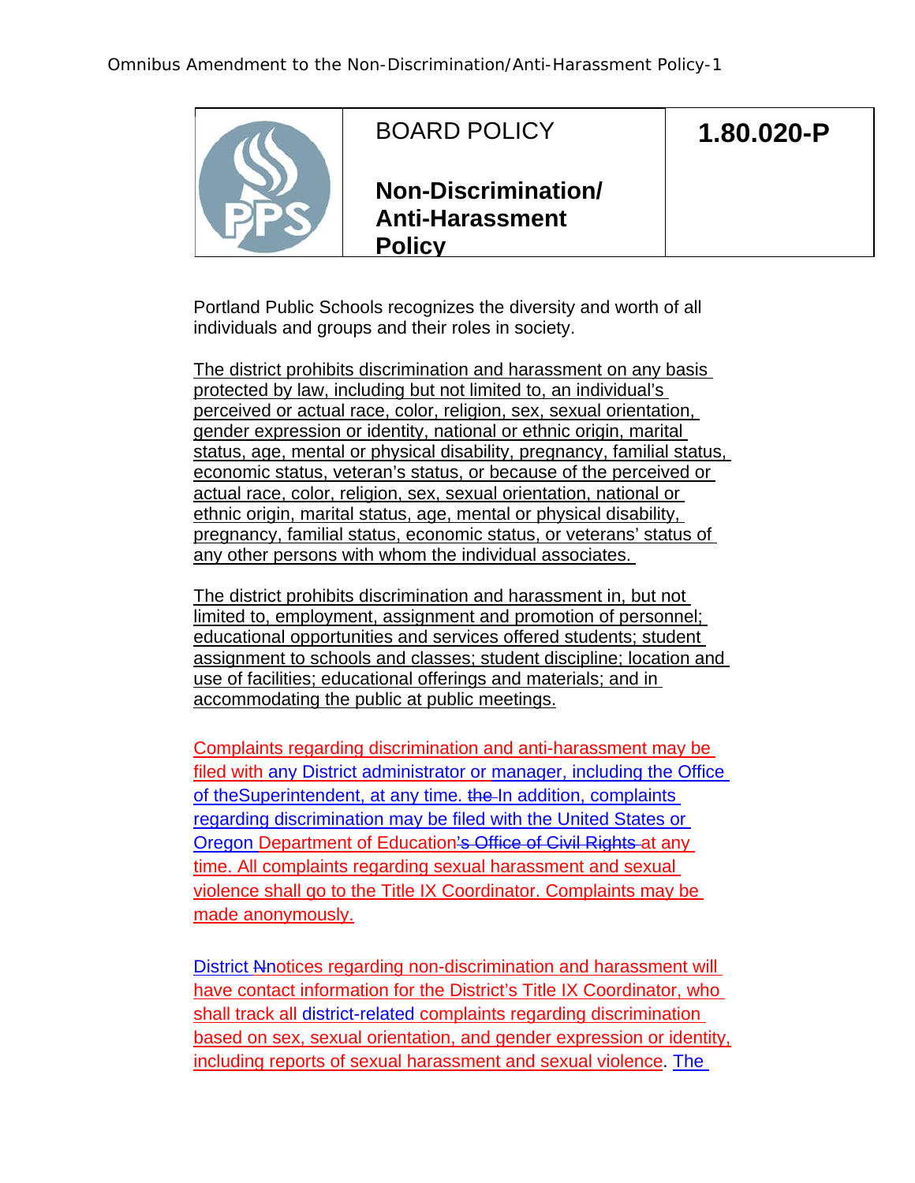Omnibus Amendment to the Non-Discrimination/Anti-Harassment Policy-1

| BOARD POLICY | 1.80.020-P |
| --- | --- |
| **Non-Discrimination/ Anti-Harassment Policy** | |

Portland Public Schools recognizes the diversity and worth of all individuals and groups and their roles in society.

The district prohibits discrimination and harassment on any basis protected by law, including but not limited to, an individual's perceived or actual race, color, religion, sex, sexual orientation, gender expression or identity, national or ethnic origin, marital status, age, mental or physical disability, pregnancy, familial status, economic status, veteran's status, or because of the perceived or actual race, color, religion, sex, sexual orientation, national or ethnic origin, marital status, age, mental or physical disability, pregnancy, familial status, economic status, or veterans' status of any other persons with whom the individual associates.

The district prohibits discrimination and harassment in, but not limited to, employment, assignment and promotion of personnel; educational opportunities and services offered students; student assignment to schools and classes; student discipline; location and use of facilities; educational offerings and materials; and in accommodating the public at public meetings.

Complaints regarding discrimination and anti-harassment may be filed with any District administrator or manager, including the Office of theSuperintendent, at any time. ~~the~~ In addition, complaints regarding discrimination may be filed with the United States or Oregon Department of Education~~'s Office of Civil Rights~~ at any time. All complaints regarding sexual harassment and sexual violence shall go to the Title IX Coordinator. Complaints may be made anonymously.

District ~~N~~notices regarding non-discrimination and harassment will have contact information for the District's Title IX Coordinator, who shall track all district-related complaints regarding discrimination based on sex, sexual orientation, and gender expression or identity, including reports of sexual harassment and sexual violence. The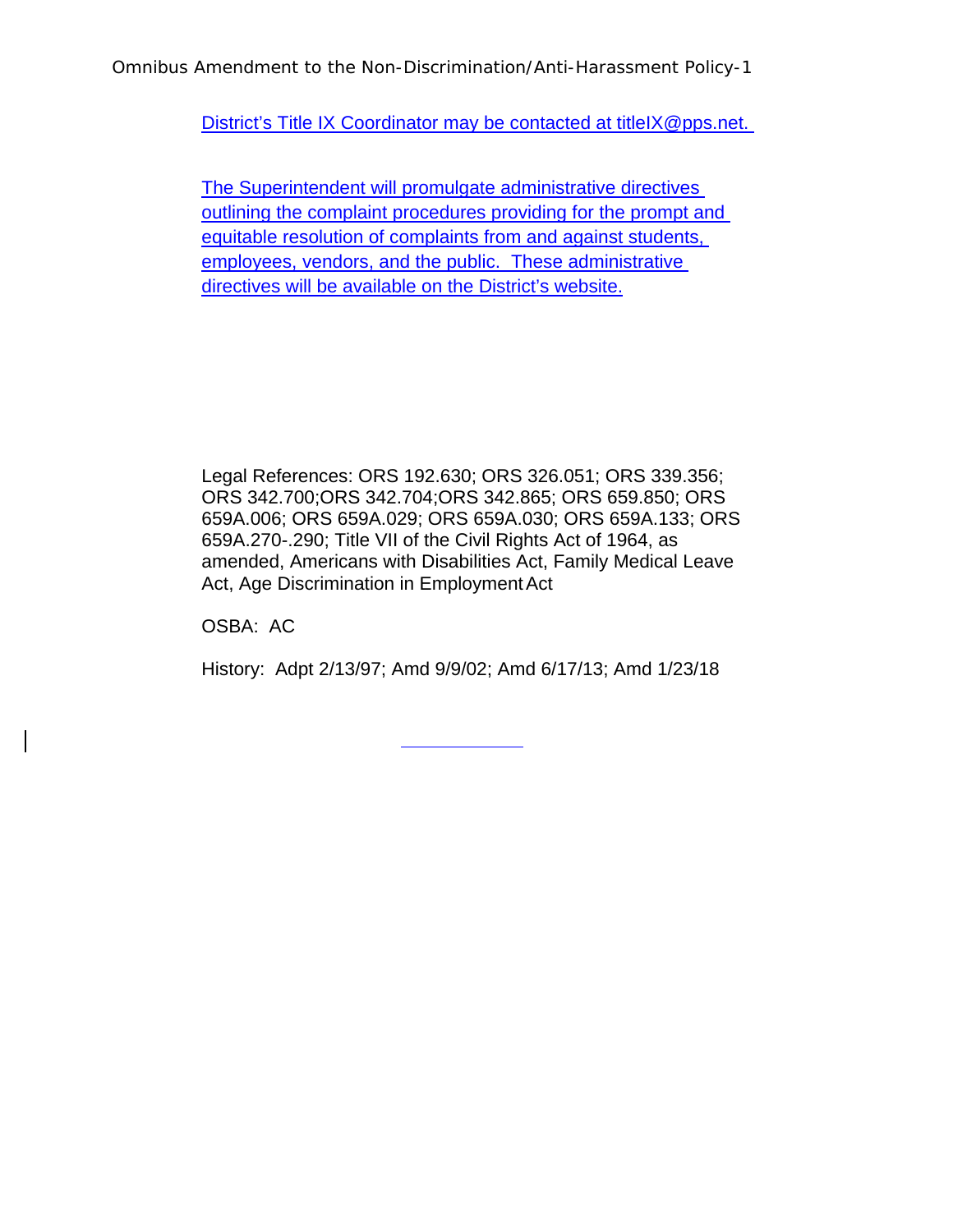District's Title IX Coordinator may be contacted at titleIX@pps.net.

The Superintendent will promulgate administrative directives outlining the complaint procedures providing for the prompt and equitable resolution of complaints from and against students, employees, vendors, and the public. These administrative directives will be available on the District's website.

Legal References: ORS 192.630; ORS 326.051; ORS 339.356; ORS 342.700;ORS 342.704;ORS 342.865; ORS 659.850; ORS 659A.006; ORS 659A.029; ORS 659A.030; ORS 659A.133; ORS 659A.270-.290; Title VII of the Civil Rights Act of 1964, as amended, Americans with Disabilities Act, Family Medical Leave Act, Age Discrimination in Employment Act

OSBA: AC

History: Adpt 2/13/97; Amd 9/9/02; Amd 6/17/13; Amd 1/23/18